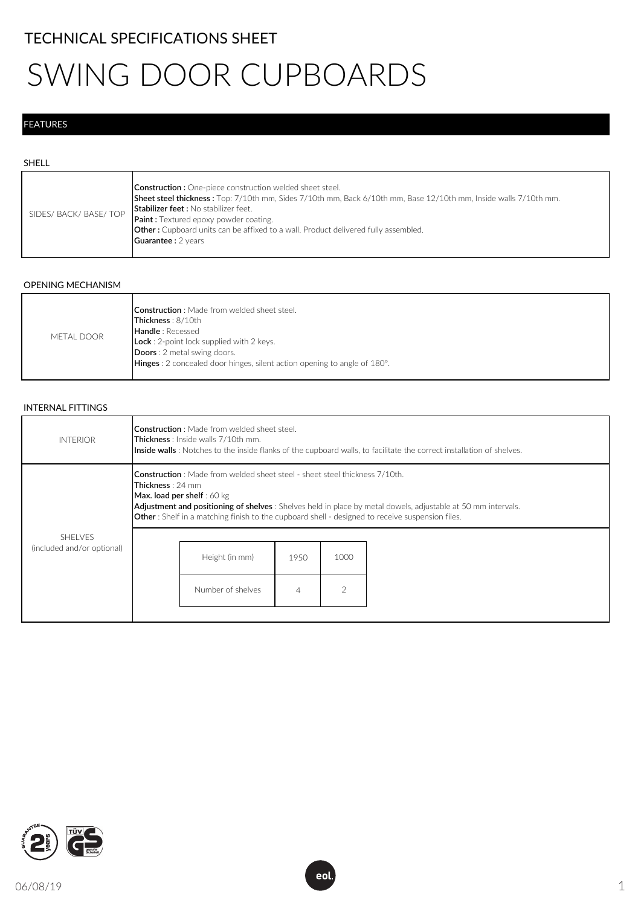# TECHNICAL SPECIFICATIONS SHEET

# SWING DOOR CUPBOARDS

## FEATURES

### SHELL

| | |
|---|---|
| SIDES/ BACK/ BASE/ TOP | **Construction :** One-piece construction welded sheet steel.<br>**Sheet steel thickness :** Top: 7/10th mm, Sides 7/10th mm, Back 6/10th mm, Base 12/10th mm, Inside walls 7/10th mm.<br>**Stabilizer feet :** No stabilizer feet.<br>**Paint :** Textured epoxy powder coating.<br>**Other :** Cupboard units can be affixed to a wall. Product delivered fully assembled.<br>**Guarantee :** 2 years |

### OPENING MECHANISM

| | |
|---|---|
| METAL DOOR | **Construction** : Made from welded sheet steel.<br>**Thickness** : 8/10th<br>**Handle** : Recessed<br>**Lock** : 2-point lock supplied with 2 keys.<br>**Doors** : 2 metal swing doors.<br>**Hinges** : 2 concealed door hinges, silent action opening to angle of 180°. |

### INTERNAL FITTINGS

| | |
|---|---|
| INTERIOR | **Construction** : Made from welded sheet steel.<br>**Thickness** : Inside walls 7/10th mm.<br>**Inside walls** : Notches to the inside flanks of the cupboard walls, to facilitate the correct installation of shelves. |
| SHELVES (included and/or optional) | **Construction** : Made from welded sheet steel - sheet steel thickness 7/10th.<br>**Thickness** : 24 mm<br>**Max. load per shelf** : 60 kg<br>**Adjustment and positioning of shelves** : Shelves held in place by metal dowels, adjustable at 50 mm intervals.<br>**Other** : Shelf in a matching finish to the cupboard shell - designed to receive suspension files. |

| Height (in mm) | 1950 | 1000 |
|---|---|---|
| Number of shelves | 4 | 2 |

06/08/19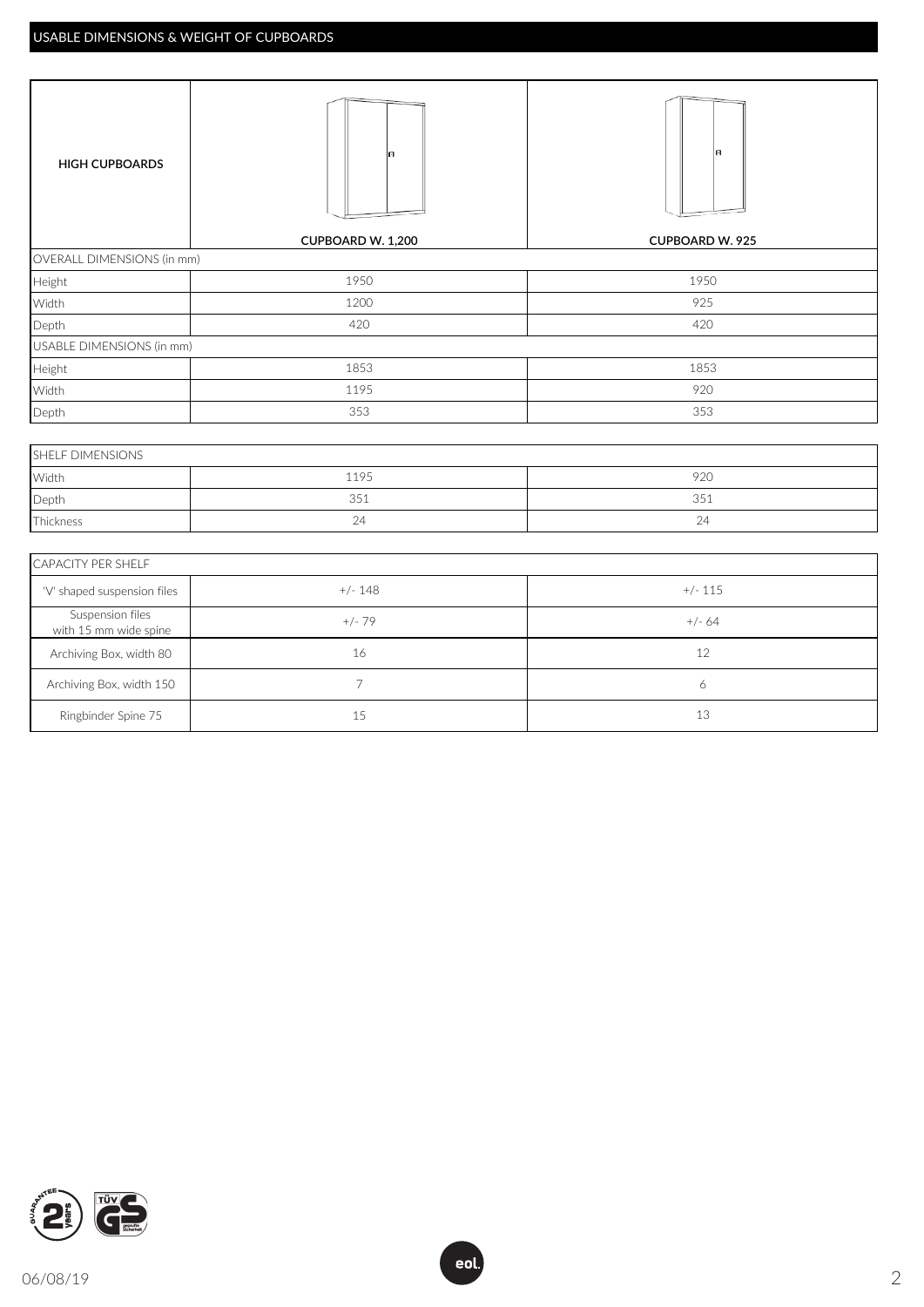## USABLE DIMENSIONS & WEIGHT OF CUPBOARDS

| HIGH CUPBOARDS | CUPBOARD W. 1,200 | CUPBOARD W. 925 |
|---|---|---|
| OVERALL DIMENSIONS (in mm) | | |
| Height | 1950 | 1950 |
| Width | 1200 | 925 |
| Depth | 420 | 420 |
| USABLE DIMENSIONS (in mm) | | |
| Height | 1853 | 1853 |
| Width | 1195 | 920 |
| Depth | 353 | 353 |

| SHELF DIMENSIONS | | |
|---|---|---|
| Width | 1195 | 920 |
| Depth | 351 | 351 |
| Thickness | 24 | 24 |

| CAPACITY PER SHELF | | |
|---|---|---|
| 'V' shaped suspension files | +/- 148 | +/- 115 |
| Suspension files with 15 mm wide spine | +/- 79 | +/- 64 |
| Archiving Box, width 80 | 16 | 12 |
| Archiving Box, width 150 | 7 | 6 |
| Ringbinder Spine 75 | 15 | 13 |

06/08/19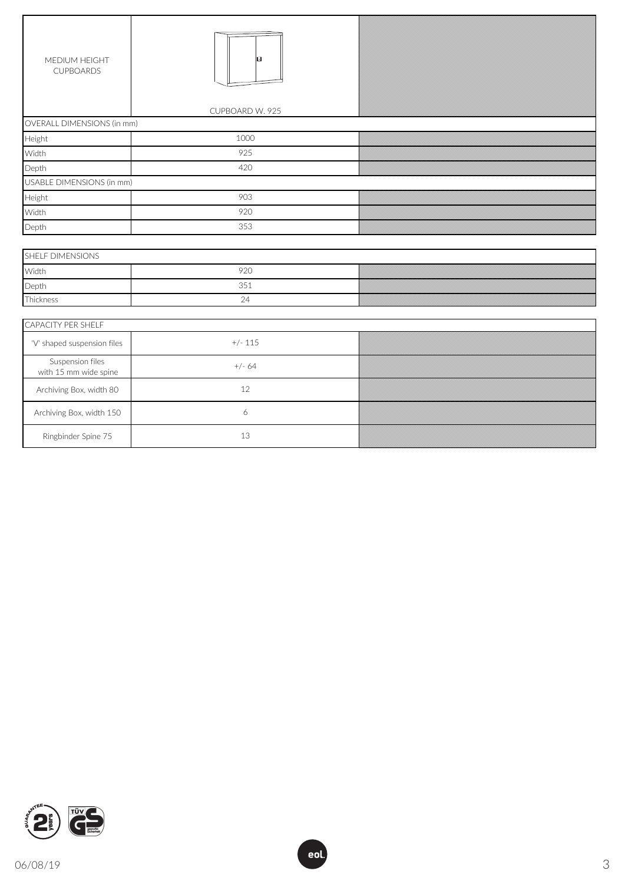| MEDIUM HEIGHT CUPBOARDS | CUPBOARD W. 925 | |
|---|---|---|
| OVERALL DIMENSIONS (in mm) | | |
| Height | 1000 | |
| Width | 925 | |
| Depth | 420 | |
| USABLE DIMENSIONS (in mm) | | |
| Height | 903 | |
| Width | 920 | |
| Depth | 353 | |

| SHELF DIMENSIONS | | |
|---|---|---|
| Width | 920 | |
| Depth | 351 | |
| Thickness | 24 | |

| CAPACITY PER SHELF | | |
|---|---|---|
| 'V' shaped suspension files | +/- 115 | |
| Suspension files with 15 mm wide spine | +/- 64 | |
| Archiving Box, width 80 | 12 | |
| Archiving Box, width 150 | 6 | |
| Ringbinder Spine 75 | 13 | |

06/08/19